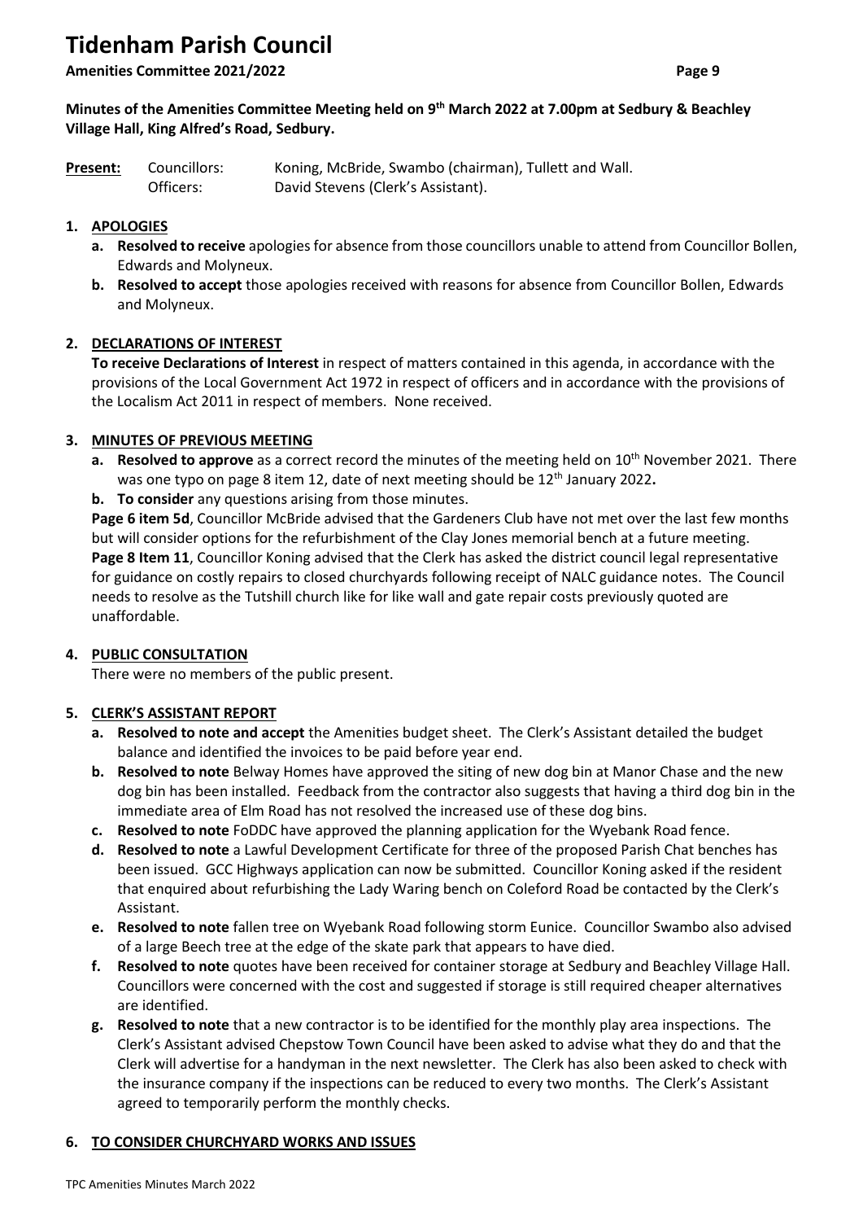# Tidenham Parish Council

**Amenities Committee 2021/2022**

**Minutes of the Amenities Committee Meeting held on 9th March 2022 at 7.00pm at Sedbury & Beachley Village Hall, King Alfred's Road, Sedbury.**

| **Present:** | Councillors: | Koning, McBride, Swambo (chairman), Tullett and Wall. |
|---|---|---|
| | Officers: | David Stevens (Clerk's Assistant). |

1. **APOLOGIES**
   - a. **Resolved to receive** apologies for absence from those councillors unable to attend from Councillor Bollen, Edwards and Molyneux.
   - b. **Resolved to accept** those apologies received with reasons for absence from Councillor Bollen, Edwards and Molyneux.

2. **DECLARATIONS OF INTEREST**

   **To receive Declarations of Interest** in respect of matters contained in this agenda, in accordance with the provisions of the Local Government Act 1972 in respect of officers and in accordance with the provisions of the Localism Act 2011 in respect of members. None received.

3. **MINUTES OF PREVIOUS MEETING**
   - a. **Resolved to approve** as a correct record the minutes of the meeting held on 10th November 2021. There was one typo on page 8 item 12, date of next meeting should be 12th January 2022**.**
   - b. **To consider** any questions arising from those minutes.

   **Page 6 item 5d**, Councillor McBride advised that the Gardeners Club have not met over the last few months but will consider options for the refurbishment of the Clay Jones memorial bench at a future meeting.

   **Page 8 Item 11**, Councillor Koning advised that the Clerk has asked the district council legal representative for guidance on costly repairs to closed churchyards following receipt of NALC guidance notes. The Council needs to resolve as the Tutshill church like for like wall and gate repair costs previously quoted are unaffordable.

4. **PUBLIC CONSULTATION**

   There were no members of the public present.

5. **CLERK'S ASSISTANT REPORT**
   - a. **Resolved to note and accept** the Amenities budget sheet. The Clerk's Assistant detailed the budget balance and identified the invoices to be paid before year end.
   - b. **Resolved to note** Belway Homes have approved the siting of new dog bin at Manor Chase and the new dog bin has been installed. Feedback from the contractor also suggests that having a third dog bin in the immediate area of Elm Road has not resolved the increased use of these dog bins.
   - c. **Resolved to note** FoDDC have approved the planning application for the Wyebank Road fence.
   - d. **Resolved to note** a Lawful Development Certificate for three of the proposed Parish Chat benches has been issued. GCC Highways application can now be submitted. Councillor Koning asked if the resident that enquired about refurbishing the Lady Waring bench on Coleford Road be contacted by the Clerk's Assistant.
   - e. **Resolved to note** fallen tree on Wyebank Road following storm Eunice. Councillor Swambo also advised of a large Beech tree at the edge of the skate park that appears to have died.
   - f. **Resolved to note** quotes have been received for container storage at Sedbury and Beachley Village Hall. Councillors were concerned with the cost and suggested if storage is still required cheaper alternatives are identified.
   - g. **Resolved to note** that a new contractor is to be identified for the monthly play area inspections. The Clerk's Assistant advised Chepstow Town Council have been asked to advise what they do and that the Clerk will advertise for a handyman in the next newsletter. The Clerk has also been asked to check with the insurance company if the inspections can be reduced to every two months. The Clerk's Assistant agreed to temporarily perform the monthly checks.

6. **TO CONSIDER CHURCHYARD WORKS AND ISSUES**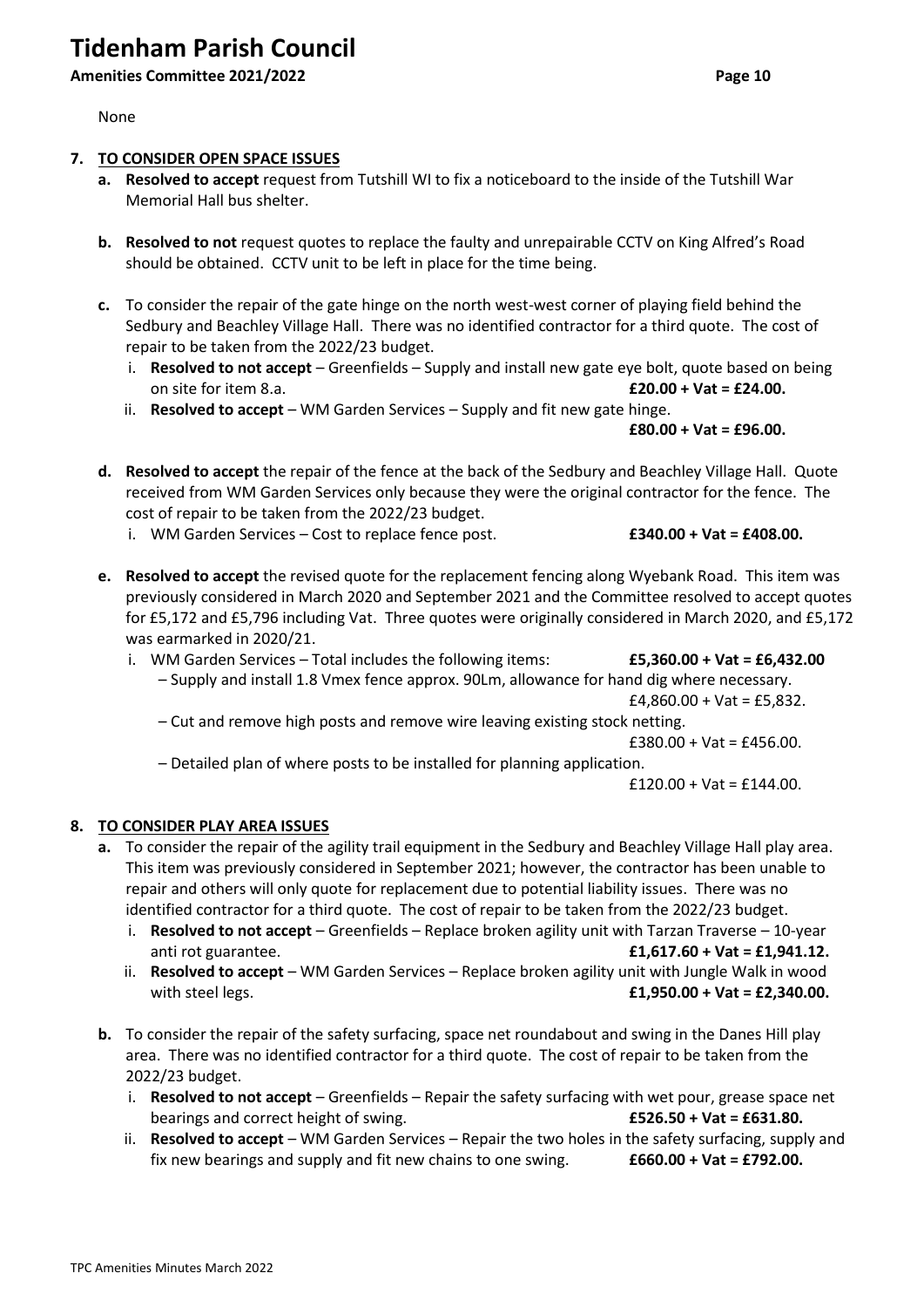None

**7. TO CONSIDER OPEN SPACE ISSUES**

- **a. Resolved to accept** request from Tutshill WI to fix a noticeboard to the inside of the Tutshill War Memorial Hall bus shelter.

- **b. Resolved to not** request quotes to replace the faulty and unrepairable CCTV on King Alfred's Road should be obtained. CCTV unit to be left in place for the time being.

- **c.** To consider the repair of the gate hinge on the north west-west corner of playing field behind the Sedbury and Beachley Village Hall. There was no identified contractor for a third quote. The cost of repair to be taken from the 2022/23 budget.
  - i. **Resolved to not accept** – Greenfields – Supply and install new gate eye bolt, quote based on being on site for item 8.a. **£20.00 + Vat = £24.00.**
  - ii. **Resolved to accept** – WM Garden Services – Supply and fit new gate hinge. **£80.00 + Vat = £96.00.**

- **d. Resolved to accept** the repair of the fence at the back of the Sedbury and Beachley Village Hall. Quote received from WM Garden Services only because they were the original contractor for the fence. The cost of repair to be taken from the 2022/23 budget.
  - i. WM Garden Services – Cost to replace fence post. **£340.00 + Vat = £408.00.**

- **e. Resolved to accept** the revised quote for the replacement fencing along Wyebank Road. This item was previously considered in March 2020 and September 2021 and the Committee resolved to accept quotes for £5,172 and £5,796 including Vat. Three quotes were originally considered in March 2020, and £5,172 was earmarked in 2020/21.
  - i. WM Garden Services – Total includes the following items: **£5,360.00 + Vat = £6,432.00**
    - – Supply and install 1.8 Vmex fence approx. 90Lm, allowance for hand dig where necessary. £4,860.00 + Vat = £5,832.
    - – Cut and remove high posts and remove wire leaving existing stock netting. £380.00 + Vat = £456.00.
    - – Detailed plan of where posts to be installed for planning application. £120.00 + Vat = £144.00.

**8. TO CONSIDER PLAY AREA ISSUES**

- **a.** To consider the repair of the agility trail equipment in the Sedbury and Beachley Village Hall play area. This item was previously considered in September 2021; however, the contractor has been unable to repair and others will only quote for replacement due to potential liability issues. There was no identified contractor for a third quote. The cost of repair to be taken from the 2022/23 budget.
  - i. **Resolved to not accept** – Greenfields – Replace broken agility unit with Tarzan Traverse – 10-year anti rot guarantee. **£1,617.60 + Vat = £1,941.12.**
  - ii. **Resolved to accept** – WM Garden Services – Replace broken agility unit with Jungle Walk in wood with steel legs. **£1,950.00 + Vat = £2,340.00.**

- **b.** To consider the repair of the safety surfacing, space net roundabout and swing in the Danes Hill play area. There was no identified contractor for a third quote. The cost of repair to be taken from the 2022/23 budget.
  - i. **Resolved to not accept** – Greenfields – Repair the safety surfacing with wet pour, grease space net bearings and correct height of swing. **£526.50 + Vat = £631.80.**
  - ii. **Resolved to accept** – WM Garden Services – Repair the two holes in the safety surfacing, supply and fix new bearings and supply and fit new chains to one swing. **£660.00 + Vat = £792.00.**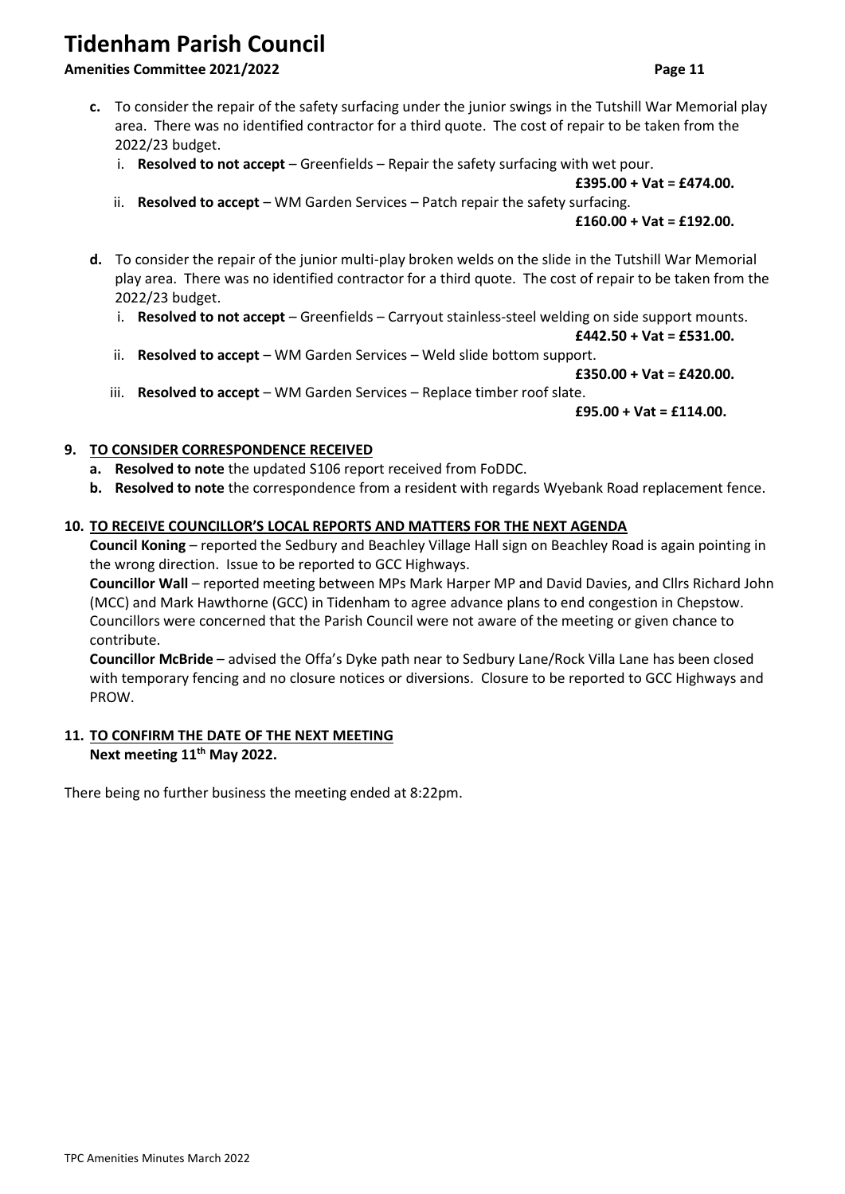- **c.** To consider the repair of the safety surfacing under the junior swings in the Tutshill War Memorial play area. There was no identified contractor for a third quote. The cost of repair to be taken from the 2022/23 budget.
    - i. **Resolved to not accept** – Greenfields – Repair the safety surfacing with wet pour.
      **£395.00 + Vat = £474.00.**
    - ii. **Resolved to accept** – WM Garden Services – Patch repair the safety surfacing.
      **£160.00 + Vat = £192.00.**

- **d.** To consider the repair of the junior multi-play broken welds on the slide in the Tutshill War Memorial play area. There was no identified contractor for a third quote. The cost of repair to be taken from the 2022/23 budget.
    - i. **Resolved to not accept** – Greenfields – Carryout stainless-steel welding on side support mounts.
      **£442.50 + Vat = £531.00.**
    - ii. **Resolved to accept** – WM Garden Services – Weld slide bottom support.
      **£350.00 + Vat = £420.00.**
    - iii. **Resolved to accept** – WM Garden Services – Replace timber roof slate.
      **£95.00 + Vat = £114.00.**

**9. <u>TO CONSIDER CORRESPONDENCE RECEIVED</u>**

- **a. Resolved to note** the updated S106 report received from FoDDC.
- **b. Resolved to note** the correspondence from a resident with regards Wyebank Road replacement fence.

**10. <u>TO RECEIVE COUNCILLOR'S LOCAL REPORTS AND MATTERS FOR THE NEXT AGENDA</u>**

**Council Koning** – reported the Sedbury and Beachley Village Hall sign on Beachley Road is again pointing in the wrong direction. Issue to be reported to GCC Highways.

**Councillor Wall** – reported meeting between MPs Mark Harper MP and David Davies, and Cllrs Richard John (MCC) and Mark Hawthorne (GCC) in Tidenham to agree advance plans to end congestion in Chepstow. Councillors were concerned that the Parish Council were not aware of the meeting or given chance to contribute.

**Councillor McBride** – advised the Offa's Dyke path near to Sedbury Lane/Rock Villa Lane has been closed with temporary fencing and no closure notices or diversions. Closure to be reported to GCC Highways and PROW.

**11. <u>TO CONFIRM THE DATE OF THE NEXT MEETING</u>**

**Next meeting 11th May 2022.**

There being no further business the meeting ended at 8:22pm.